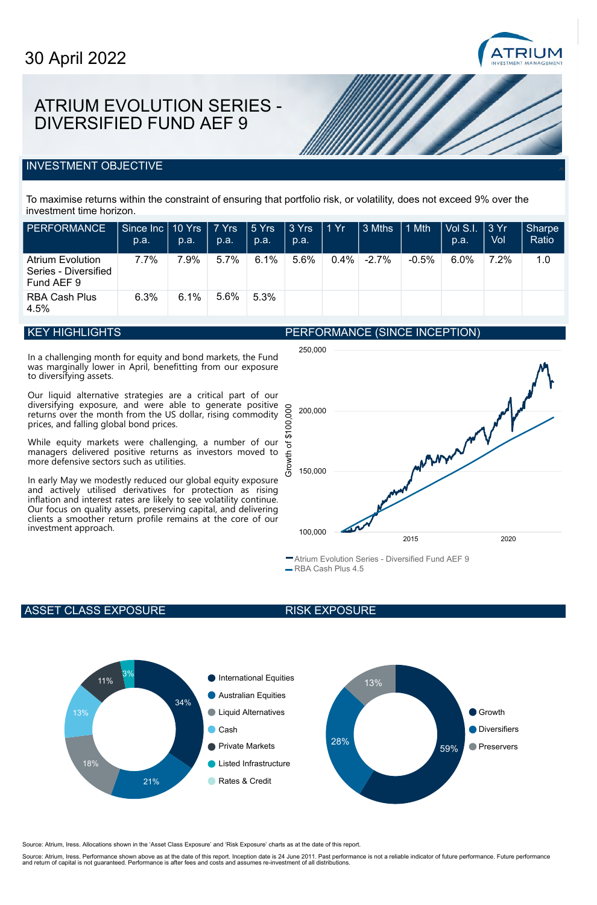30 April 2022

# ATRIUM EVOLUTION SERIES - DIVERSIFIED FUND AEF 9

## INVESTMENT OBJECTIVE

To maximise returns within the constraint of ensuring that portfolio risk, or volatility, does not exceed 9% over the investment time horizon.

| PERFORMANCE | Since Inc p.a. | 10 Yrs p.a. | 7 Yrs p.a. | 5 Yrs p.a. | 3 Yrs p.a. | 1 Yr | 3 Mths | 1 Mth | Vol S.I. p.a. | 3 Yr Vol | Sharpe Ratio |
|---|---|---|---|---|---|---|---|---|---|---|---|
| Atrium Evolution Series - Diversified Fund AEF 9 | 7.7% | 7.9% | 5.7% | 6.1% | 5.6% | 0.4% | -2.7% | -0.5% | 6.0% | 7.2% | 1.0 |
| RBA Cash Plus 4.5% | 6.3% | 6.1% | 5.6% | 5.3% | | | | | | | |

## KEY HIGHLIGHTS

In a challenging month for equity and bond markets, the Fund was marginally lower in April, benefitting from our exposure to diversifying assets.

Our liquid alternative strategies are a critical part of our diversifying exposure, and were able to generate positive returns over the month from the US dollar, rising commodity prices, and falling global bond prices.

While equity markets were challenging, a number of our managers delivered positive returns as investors moved to more defensive sectors such as utilities.

In early May we modestly reduced our global equity exposure and actively utilised derivatives for protection as rising inflation and interest rates are likely to see volatility continue. Our focus on quality assets, preserving capital, and delivering clients a smoother return profile remains at the core of our investment approach.

## PERFORMANCE (SINCE INCEPTION)

Growth of $100,000

- Atrium Evolution Series - Diversified Fund AEF 9
- RBA Cash Plus 4.5

## ASSET CLASS EXPOSURE

- International Equities: 34%
- Australian Equities: 21%
- Liquid Alternatives: 18%
- Cash: 13%
- Private Markets: 11%
- Listed Infrastructure: 3%
- Rates & Credit

## RISK EXPOSURE

- Growth: 59%
- Diversifiers: 28%
- Preservers: 13%

Source: Atrium, Iress. Allocations shown in the 'Asset Class Exposure' and 'Risk Exposure' charts as at the date of this report.

Source: Atrium, Iress. Performance shown above as at the date of this report. Inception date is 24 June 2011. Past performance is not a reliable indicator of future performance. Future performance and return of capital is not guaranteed. Performance is after fees and costs and assumes re-investment of all distributions.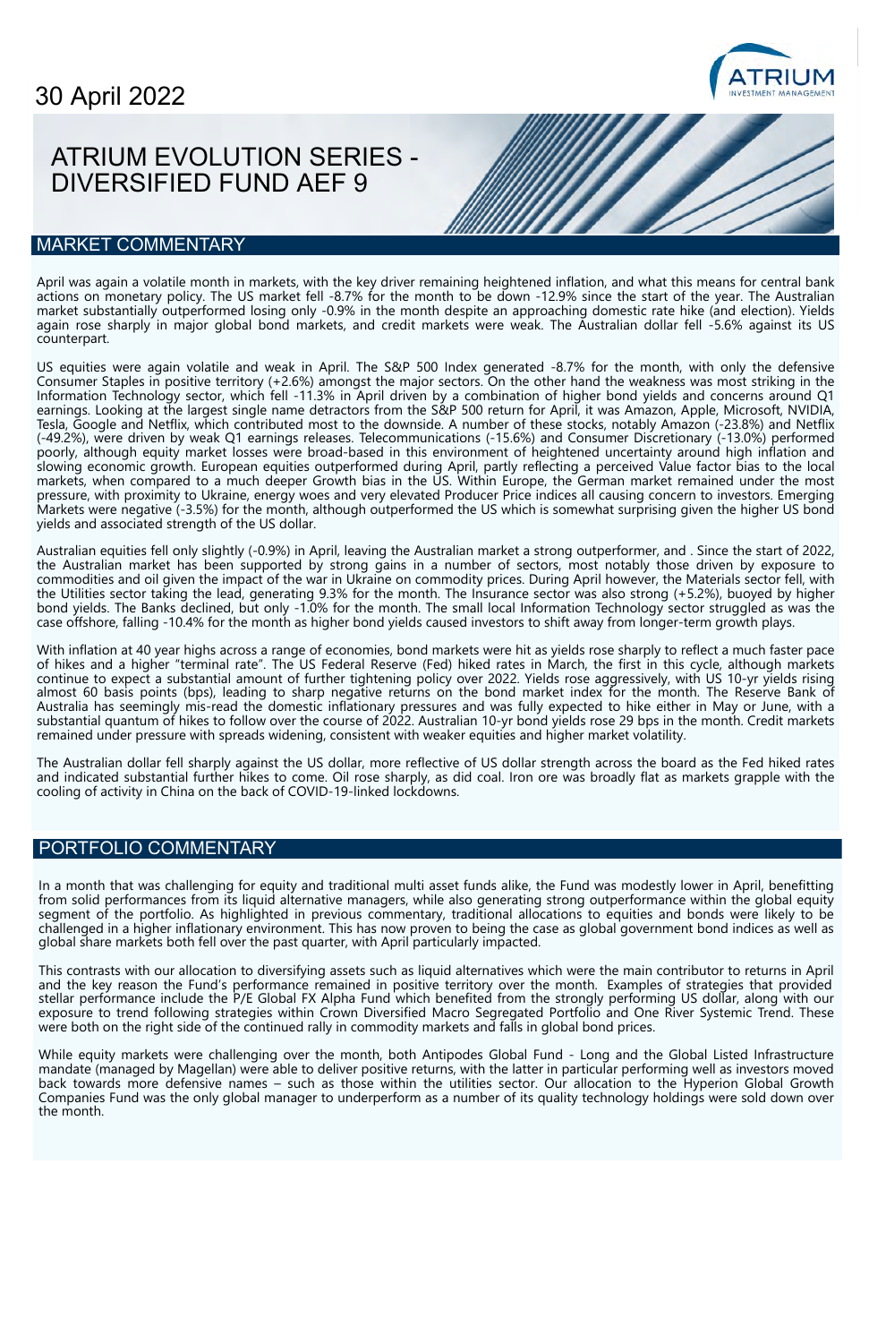30 April 2022

# ATRIUM EVOLUTION SERIES - DIVERSIFIED FUND AEF 9

## MARKET COMMENTARY

April was again a volatile month in markets, with the key driver remaining heightened inflation, and what this means for central bank actions on monetary policy. The US market fell -8.7% for the month to be down -12.9% since the start of the year. The Australian market substantially outperformed losing only -0.9% in the month despite an approaching domestic rate hike (and election). Yields again rose sharply in major global bond markets, and credit markets were weak. The Australian dollar fell -5.6% against its US counterpart.

US equities were again volatile and weak in April. The S&P 500 Index generated -8.7% for the month, with only the defensive Consumer Staples in positive territory (+2.6%) amongst the major sectors. On the other hand the weakness was most striking in the Information Technology sector, which fell -11.3% in April driven by a combination of higher bond yields and concerns around Q1 earnings. Looking at the largest single name detractors from the S&P 500 return for April, it was Amazon, Apple, Microsoft, NVIDIA, Tesla, Google and Netflix, which contributed most to the downside. A number of these stocks, notably Amazon (-23.8%) and Netflix (-49.2%), were driven by weak Q1 earnings releases. Telecommunications (-15.6%) and Consumer Discretionary (-13.0%) performed poorly, although equity market losses were broad-based in this environment of heightened uncertainty around high inflation and slowing economic growth. European equities outperformed during April, partly reflecting a perceived Value factor bias to the local markets, when compared to a much deeper Growth bias in the US. Within Europe, the German market remained under the most pressure, with proximity to Ukraine, energy woes and very elevated Producer Price indices all causing concern to investors. Emerging Markets were negative (-3.5%) for the month, although outperformed the US which is somewhat surprising given the higher US bond yields and associated strength of the US dollar.

Australian equities fell only slightly (-0.9%) in April, leaving the Australian market a strong outperformer, and . Since the start of 2022, the Australian market has been supported by strong gains in a number of sectors, most notably those driven by exposure to commodities and oil given the impact of the war in Ukraine on commodity prices. During April however, the Materials sector fell, with the Utilities sector taking the lead, generating 9.3% for the month. The Insurance sector was also strong (+5.2%), buoyed by higher bond yields. The Banks declined, but only -1.0% for the month. The small local Information Technology sector struggled as was the case offshore, falling -10.4% for the month as higher bond yields caused investors to shift away from longer-term growth plays.

With inflation at 40 year highs across a range of economies, bond markets were hit as yields rose sharply to reflect a much faster pace of hikes and a higher "terminal rate". The US Federal Reserve (Fed) hiked rates in March, the first in this cycle, although markets continue to expect a substantial amount of further tightening policy over 2022. Yields rose aggressively, with US 10-yr yields rising almost 60 basis points (bps), leading to sharp negative returns on the bond market index for the month. The Reserve Bank of Australia has seemingly mis-read the domestic inflationary pressures and was fully expected to hike either in May or June, with a substantial quantum of hikes to follow over the course of 2022. Australian 10-yr bond yields rose 29 bps in the month. Credit markets remained under pressure with spreads widening, consistent with weaker equities and higher market volatility.

The Australian dollar fell sharply against the US dollar, more reflective of US dollar strength across the board as the Fed hiked rates and indicated substantial further hikes to come. Oil rose sharply, as did coal. Iron ore was broadly flat as markets grapple with the cooling of activity in China on the back of COVID-19-linked lockdowns.

## PORTFOLIO COMMENTARY

In a month that was challenging for equity and traditional multi asset funds alike, the Fund was modestly lower in April, benefitting from solid performances from its liquid alternative managers, while also generating strong outperformance within the global equity segment of the portfolio. As highlighted in previous commentary, traditional allocations to equities and bonds were likely to be challenged in a higher inflationary environment. This has now proven to being the case as global government bond indices as well as global share markets both fell over the past quarter, with April particularly impacted.

This contrasts with our allocation to diversifying assets such as liquid alternatives which were the main contributor to returns in April and the key reason the Fund's performance remained in positive territory over the month. Examples of strategies that provided stellar performance include the P/E Global FX Alpha Fund which benefited from the strongly performing US dollar, along with our exposure to trend following strategies within Crown Diversified Macro Segregated Portfolio and One River Systemic Trend. These were both on the right side of the continued rally in commodity markets and falls in global bond prices.

While equity markets were challenging over the month, both Antipodes Global Fund - Long and the Global Listed Infrastructure mandate (managed by Magellan) were able to deliver positive returns, with the latter in particular performing well as investors moved back towards more defensive names – such as those within the utilities sector. Our allocation to the Hyperion Global Growth Companies Fund was the only global manager to underperform as a number of its quality technology holdings were sold down over the month.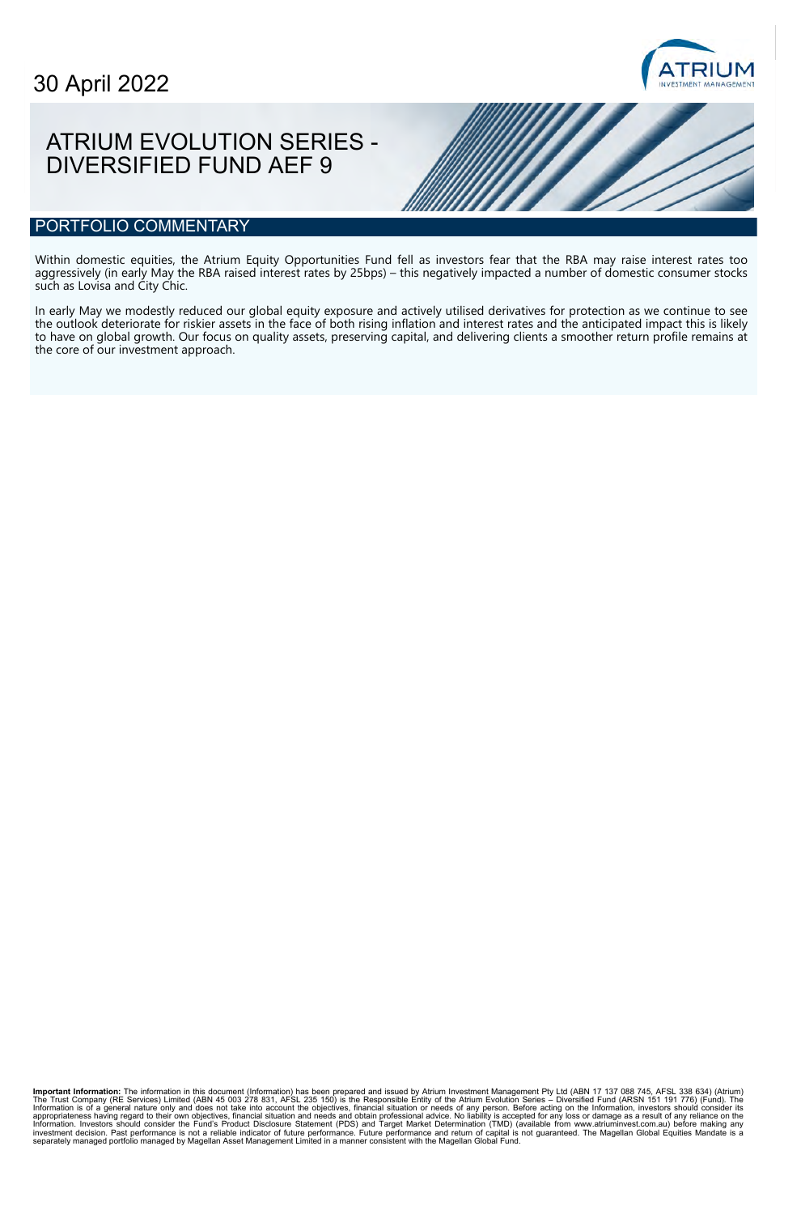30 April 2022

# ATRIUM EVOLUTION SERIES - DIVERSIFIED FUND AEF 9

## PORTFOLIO COMMENTARY

Within domestic equities, the Atrium Equity Opportunities Fund fell as investors fear that the RBA may raise interest rates too aggressively (in early May the RBA raised interest rates by 25bps) – this negatively impacted a number of domestic consumer stocks such as Lovisa and City Chic.

In early May we modestly reduced our global equity exposure and actively utilised derivatives for protection as we continue to see the outlook deteriorate for riskier assets in the face of both rising inflation and interest rates and the anticipated impact this is likely to have on global growth. Our focus on quality assets, preserving capital, and delivering clients a smoother return profile remains at the core of our investment approach.

**Important Information:** The information in this document (Information) has been prepared and issued by Atrium Investment Management Pty Ltd (ABN 17 137 088 745, AFSL 338 634) (Atrium) The Trust Company (RE Services) Limited (ABN 45 003 278 831, AFSL 235 150) is the Responsible Entity of the Atrium Evolution Series – Diversified Fund (ARSN 151 191 776) (Fund). The Information is of a general nature only and does not take into account the objectives, financial situation or needs of any person. Before acting on the Information, investors should consider its appropriateness having regard to their own objectives, financial situation and needs and obtain professional advice. No liability is accepted for any loss or damage as a result of any reliance on the Information. Investors should consider the Fund's Product Disclosure Statement (PDS) and Target Market Determination (TMD) (available from www.atriuminvest.com.au) before making any investment decision. Past performance is not a reliable indicator of future performance. Future performance and return of capital is not guaranteed. The Magellan Global Equities Mandate is a separately managed portfolio managed by Magellan Asset Management Limited in a manner consistent with the Magellan Global Fund.